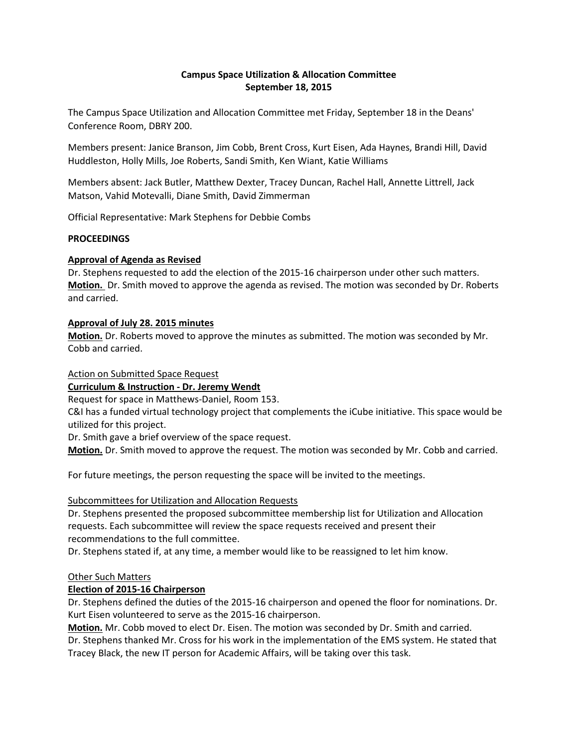**Campus Space Utilization & Allocation Committee**
**September 18, 2015**

The Campus Space Utilization and Allocation Committee met Friday, September 18 in the Deans' Conference Room, DBRY 200.

Members present: Janice Branson, Jim Cobb, Brent Cross, Kurt Eisen, Ada Haynes, Brandi Hill, David Huddleston, Holly Mills, Joe Roberts, Sandi Smith, Ken Wiant, Katie Williams

Members absent: Jack Butler, Matthew Dexter, Tracey Duncan, Rachel Hall, Annette Littrell, Jack Matson, Vahid Motevalli, Diane Smith, David Zimmerman

Official Representative: Mark Stephens for Debbie Combs

**PROCEEDINGS**

**Approval of Agenda as Revised**

Dr. Stephens requested to add the election of the 2015-16 chairperson under other such matters.
**Motion.** Dr. Smith moved to approve the agenda as revised. The motion was seconded by Dr. Roberts and carried.

**Approval of July 28. 2015 minutes**

**Motion.** Dr. Roberts moved to approve the minutes as submitted. The motion was seconded by Mr. Cobb and carried.

Action on Submitted Space Request

**Curriculum & Instruction - Dr. Jeremy Wendt**

Request for space in Matthews-Daniel, Room 153.
C&I has a funded virtual technology project that complements the iCube initiative. This space would be utilized for this project.
Dr. Smith gave a brief overview of the space request.
**Motion.** Dr. Smith moved to approve the request. The motion was seconded by Mr. Cobb and carried.

For future meetings, the person requesting the space will be invited to the meetings.

Subcommittees for Utilization and Allocation Requests

Dr. Stephens presented the proposed subcommittee membership list for Utilization and Allocation requests. Each subcommittee will review the space requests received and present their recommendations to the full committee.
Dr. Stephens stated if, at any time, a member would like to be reassigned to let him know.

Other Such Matters

**Election of 2015-16 Chairperson**

Dr. Stephens defined the duties of the 2015-16 chairperson and opened the floor for nominations. Dr. Kurt Eisen volunteered to serve as the 2015-16 chairperson.
**Motion.** Mr. Cobb moved to elect Dr. Eisen. The motion was seconded by Dr. Smith and carried.
Dr. Stephens thanked Mr. Cross for his work in the implementation of the EMS system. He stated that Tracey Black, the new IT person for Academic Affairs, will be taking over this task.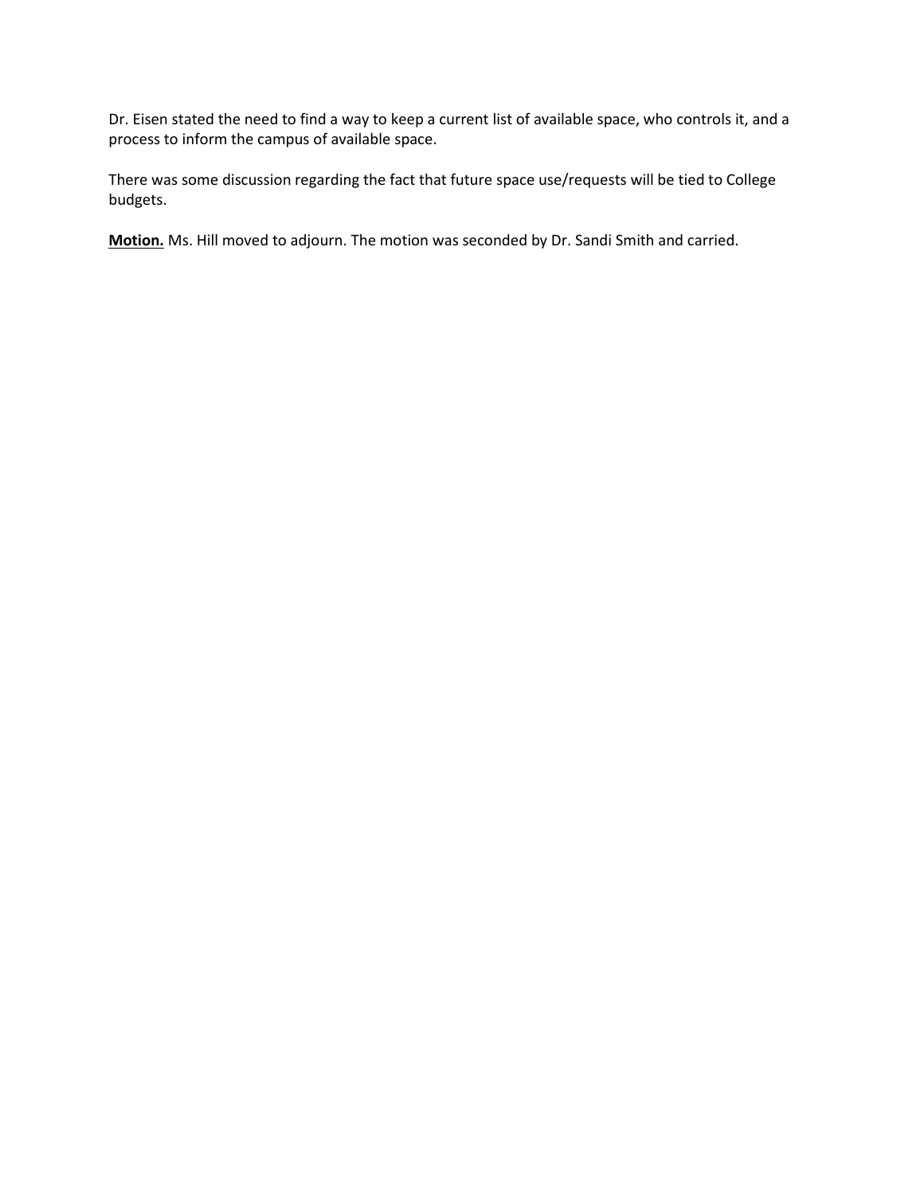Dr. Eisen stated the need to find a way to keep a current list of available space, who controls it, and a process to inform the campus of available space.

There was some discussion regarding the fact that future space use/requests will be tied to College budgets.

**Motion.** Ms. Hill moved to adjourn. The motion was seconded by Dr. Sandi Smith and carried.